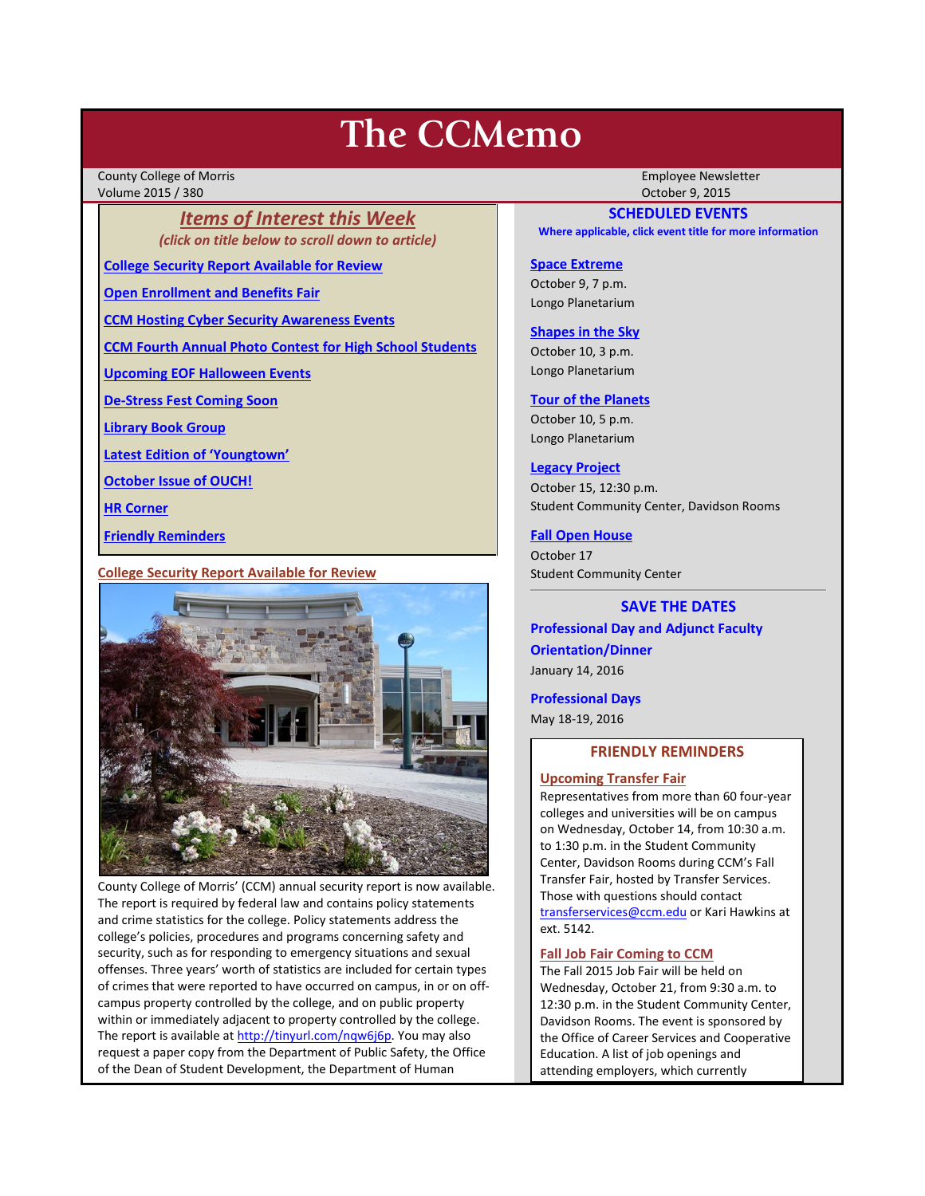# The CCMemo

County College of Morris
Volume 2015 / 380

Employee Newsletter
October 9, 2015

## *Items of Interest this Week*

*(click on title below to scroll down to article)*

- College Security Report Available for Review
- Open Enrollment and Benefits Fair
- CCM Hosting Cyber Security Awareness Events
- CCM Fourth Annual Photo Contest for High School Students
- Upcoming EOF Halloween Events
- De-Stress Fest Coming Soon
- Library Book Group
- Latest Edition of 'Youngtown'
- October Issue of OUCH!
- HR Corner
- Friendly Reminders

### College Security Report Available for Review

County College of Morris' (CCM) annual security report is now available. The report is required by federal law and contains policy statements and crime statistics for the college. Policy statements address the college's policies, procedures and programs concerning safety and security, such as for responding to emergency situations and sexual offenses. Three years' worth of statistics are included for certain types of crimes that were reported to have occurred on campus, in or on off-campus property controlled by the college, and on public property within or immediately adjacent to property controlled by the college. The report is available at http://tinyurl.com/nqw6j6p. You may also request a paper copy from the Department of Public Safety, the Office of the Dean of Student Development, the Department of Human

## SCHEDULED EVENTS

**Where applicable, click event title for more information**

**Space Extreme**
October 9, 7 p.m.
Longo Planetarium

**Shapes in the Sky**
October 10, 3 p.m.
Longo Planetarium

**Tour of the Planets**
October 10, 5 p.m.
Longo Planetarium

**Legacy Project**
October 15, 12:30 p.m.
Student Community Center, Davidson Rooms

**Fall Open House**
October 17
Student Community Center

## SAVE THE DATES

**Professional Day and Adjunct Faculty Orientation/Dinner**
January 14, 2016

**Professional Days**
May 18-19, 2016

## FRIENDLY REMINDERS

### Upcoming Transfer Fair

Representatives from more than 60 four-year colleges and universities will be on campus on Wednesday, October 14, from 10:30 a.m. to 1:30 p.m. in the Student Community Center, Davidson Rooms during CCM's Fall Transfer Fair, hosted by Transfer Services. Those with questions should contact transferservices@ccm.edu or Kari Hawkins at ext. 5142.

### Fall Job Fair Coming to CCM

The Fall 2015 Job Fair will be held on Wednesday, October 21, from 9:30 a.m. to 12:30 p.m. in the Student Community Center, Davidson Rooms. The event is sponsored by the Office of Career Services and Cooperative Education. A list of job openings and attending employers, which currently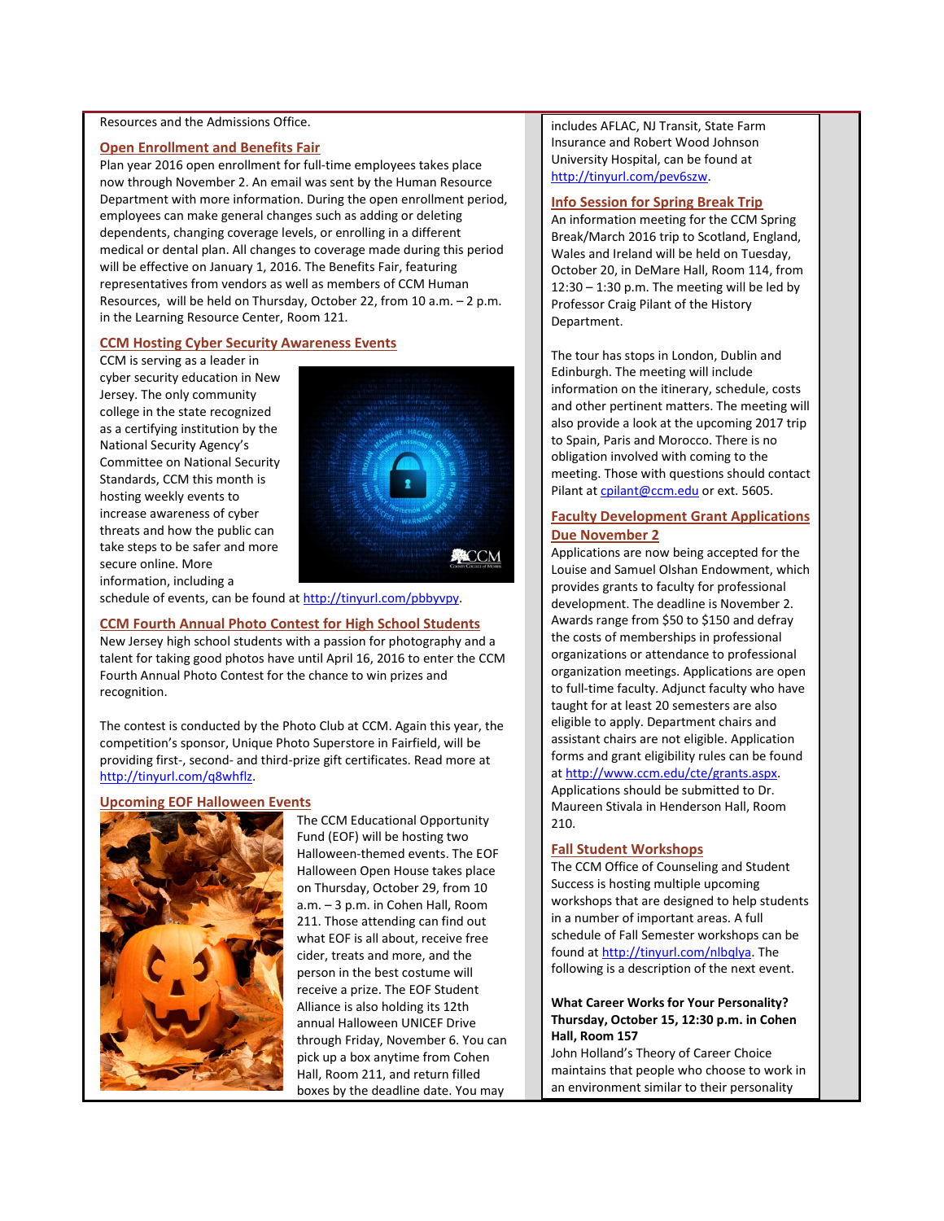Resources and the Admissions Office.

## Open Enrollment and Benefits Fair

Plan year 2016 open enrollment for full-time employees takes place now through November 2. An email was sent by the Human Resource Department with more information. During the open enrollment period, employees can make general changes such as adding or deleting dependents, changing coverage levels, or enrolling in a different medical or dental plan. All changes to coverage made during this period will be effective on January 1, 2016. The Benefits Fair, featuring representatives from vendors as well as members of CCM Human Resources, will be held on Thursday, October 22, from 10 a.m. – 2 p.m. in the Learning Resource Center, Room 121.

## CCM Hosting Cyber Security Awareness Events

CCM is serving as a leader in cyber security education in New Jersey. The only community college in the state recognized as a certifying institution by the National Security Agency's Committee on National Security Standards, CCM this month is hosting weekly events to increase awareness of cyber threats and how the public can take steps to be safer and more secure online. More information, including a schedule of events, can be found at http://tinyurl.com/pbbyvpy.

## CCM Fourth Annual Photo Contest for High School Students

New Jersey high school students with a passion for photography and a talent for taking good photos have until April 16, 2016 to enter the CCM Fourth Annual Photo Contest for the chance to win prizes and recognition.

The contest is conducted by the Photo Club at CCM. Again this year, the competition's sponsor, Unique Photo Superstore in Fairfield, will be providing first-, second- and third-prize gift certificates. Read more at http://tinyurl.com/q8whflz.

## Upcoming EOF Halloween Events

The CCM Educational Opportunity Fund (EOF) will be hosting two Halloween-themed events. The EOF Halloween Open House takes place on Thursday, October 29, from 10 a.m. – 3 p.m. in Cohen Hall, Room 211. Those attending can find out what EOF is all about, receive free cider, treats and more, and the person in the best costume will receive a prize. The EOF Student Alliance is also holding its 12th annual Halloween UNICEF Drive through Friday, November 6. You can pick up a box anytime from Cohen Hall, Room 211, and return filled boxes by the deadline date. You may

includes AFLAC, NJ Transit, State Farm Insurance and Robert Wood Johnson University Hospital, can be found at http://tinyurl.com/pev6szw.

## Info Session for Spring Break Trip

An information meeting for the CCM Spring Break/March 2016 trip to Scotland, England, Wales and Ireland will be held on Tuesday, October 20, in DeMare Hall, Room 114, from 12:30 – 1:30 p.m. The meeting will be led by Professor Craig Pilant of the History Department.

The tour has stops in London, Dublin and Edinburgh. The meeting will include information on the itinerary, schedule, costs and other pertinent matters. The meeting will also provide a look at the upcoming 2017 trip to Spain, Paris and Morocco. There is no obligation involved with coming to the meeting. Those with questions should contact Pilant at cpilant@ccm.edu or ext. 5605.

## Faculty Development Grant Applications Due November 2

Applications are now being accepted for the Louise and Samuel Olshan Endowment, which provides grants to faculty for professional development. The deadline is November 2. Awards range from $50 to $150 and defray the costs of memberships in professional organizations or attendance to professional organization meetings. Applications are open to full-time faculty. Adjunct faculty who have taught for at least 20 semesters are also eligible to apply. Department chairs and assistant chairs are not eligible. Application forms and grant eligibility rules can be found at http://www.ccm.edu/cte/grants.aspx. Applications should be submitted to Dr. Maureen Stivala in Henderson Hall, Room 210.

## Fall Student Workshops

The CCM Office of Counseling and Student Success is hosting multiple upcoming workshops that are designed to help students in a number of important areas. A full schedule of Fall Semester workshops can be found at http://tinyurl.com/nlbqlya. The following is a description of the next event.

**What Career Works for Your Personality?**
**Thursday, October 15, 12:30 p.m. in Cohen Hall, Room 157**

John Holland's Theory of Career Choice maintains that people who choose to work in an environment similar to their personality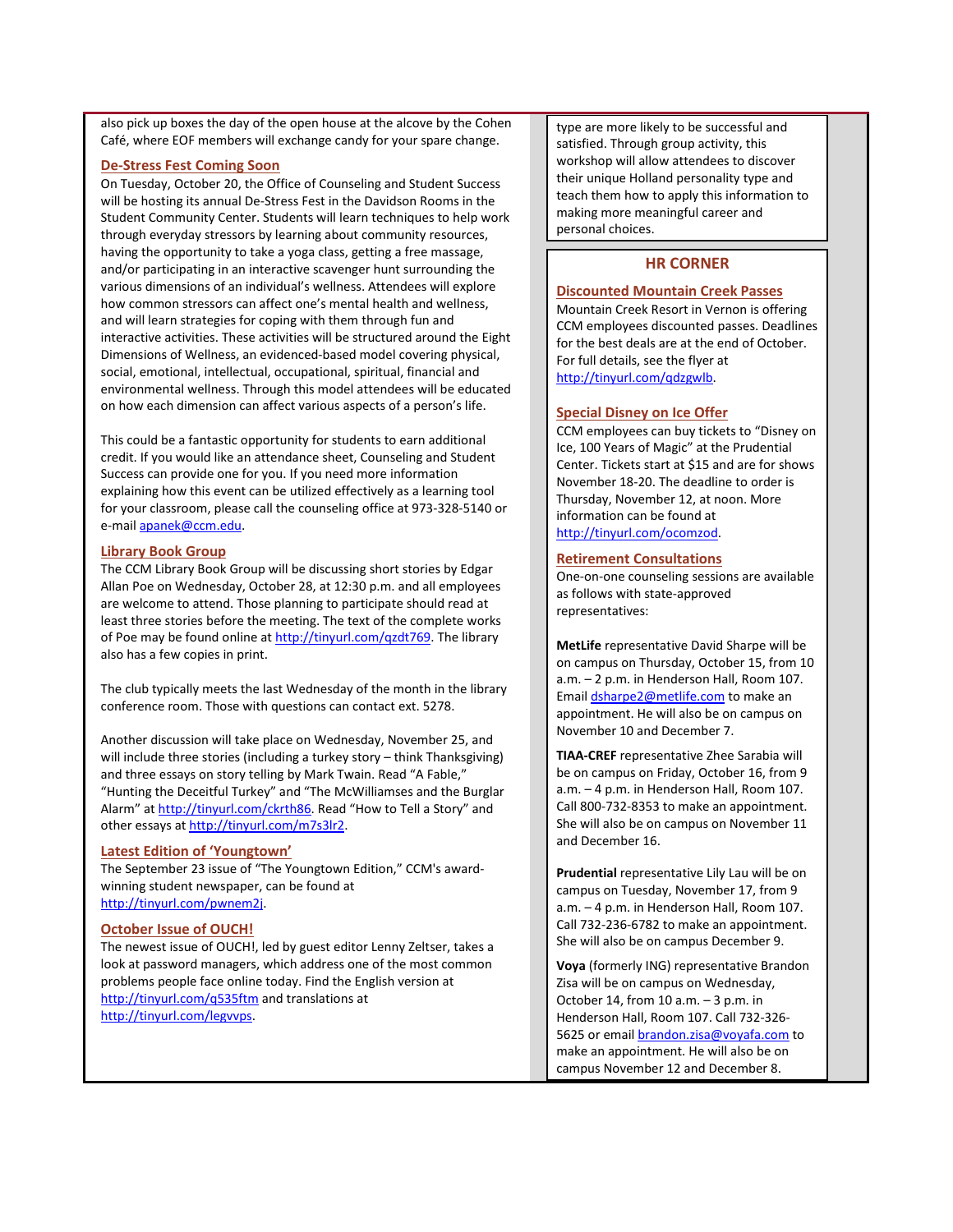also pick up boxes the day of the open house at the alcove by the Cohen Café, where EOF members will exchange candy for your spare change.

### De-Stress Fest Coming Soon

On Tuesday, October 20, the Office of Counseling and Student Success will be hosting its annual De-Stress Fest in the Davidson Rooms in the Student Community Center. Students will learn techniques to help work through everyday stressors by learning about community resources, having the opportunity to take a yoga class, getting a free massage, and/or participating in an interactive scavenger hunt surrounding the various dimensions of an individual's wellness. Attendees will explore how common stressors can affect one's mental health and wellness, and will learn strategies for coping with them through fun and interactive activities. These activities will be structured around the Eight Dimensions of Wellness, an evidenced-based model covering physical, social, emotional, intellectual, occupational, spiritual, financial and environmental wellness. Through this model attendees will be educated on how each dimension can affect various aspects of a person's life.

This could be a fantastic opportunity for students to earn additional credit. If you would like an attendance sheet, Counseling and Student Success can provide one for you. If you need more information explaining how this event can be utilized effectively as a learning tool for your classroom, please call the counseling office at 973-328-5140 or e-mail apanek@ccm.edu.

### Library Book Group

The CCM Library Book Group will be discussing short stories by Edgar Allan Poe on Wednesday, October 28, at 12:30 p.m. and all employees are welcome to attend. Those planning to participate should read at least three stories before the meeting. The text of the complete works of Poe may be found online at http://tinyurl.com/qzdt769. The library also has a few copies in print.

The club typically meets the last Wednesday of the month in the library conference room. Those with questions can contact ext. 5278.

Another discussion will take place on Wednesday, November 25, and will include three stories (including a turkey story – think Thanksgiving) and three essays on story telling by Mark Twain. Read "A Fable," "Hunting the Deceitful Turkey" and "The McWilliamses and the Burglar Alarm" at http://tinyurl.com/ckrth86. Read "How to Tell a Story" and other essays at http://tinyurl.com/m7s3lr2.

### Latest Edition of 'Youngtown'

The September 23 issue of "The Youngtown Edition," CCM's award-winning student newspaper, can be found at http://tinyurl.com/pwnem2j.

### October Issue of OUCH!

The newest issue of OUCH!, led by guest editor Lenny Zeltser, takes a look at password managers, which address one of the most common problems people face online today. Find the English version at http://tinyurl.com/q535ftm and translations at http://tinyurl.com/legvvps.

type are more likely to be successful and satisfied. Through group activity, this workshop will allow attendees to discover their unique Holland personality type and teach them how to apply this information to making more meaningful career and personal choices.

## HR CORNER

### Discounted Mountain Creek Passes

Mountain Creek Resort in Vernon is offering CCM employees discounted passes. Deadlines for the best deals are at the end of October. For full details, see the flyer at http://tinyurl.com/qdzgwlb.

### Special Disney on Ice Offer

CCM employees can buy tickets to "Disney on Ice, 100 Years of Magic" at the Prudential Center. Tickets start at $15 and are for shows November 18-20. The deadline to order is Thursday, November 12, at noon. More information can be found at http://tinyurl.com/ocomzod.

### Retirement Consultations

One-on-one counseling sessions are available as follows with state-approved representatives:

**MetLife** representative David Sharpe will be on campus on Thursday, October 15, from 10 a.m. – 2 p.m. in Henderson Hall, Room 107. Email dsharpe2@metlife.com to make an appointment. He will also be on campus on November 10 and December 7.

**TIAA-CREF** representative Zhee Sarabia will be on campus on Friday, October 16, from 9 a.m. – 4 p.m. in Henderson Hall, Room 107. Call 800-732-8353 to make an appointment. She will also be on campus on November 11 and December 16.

**Prudential** representative Lily Lau will be on campus on Tuesday, November 17, from 9 a.m. – 4 p.m. in Henderson Hall, Room 107. Call 732-236-6782 to make an appointment. She will also be on campus December 9.

**Voya** (formerly ING) representative Brandon Zisa will be on campus on Wednesday, October 14, from 10 a.m. – 3 p.m. in Henderson Hall, Room 107. Call 732-326-5625 or email brandon.zisa@voyafa.com to make an appointment. He will also be on campus November 12 and December 8.